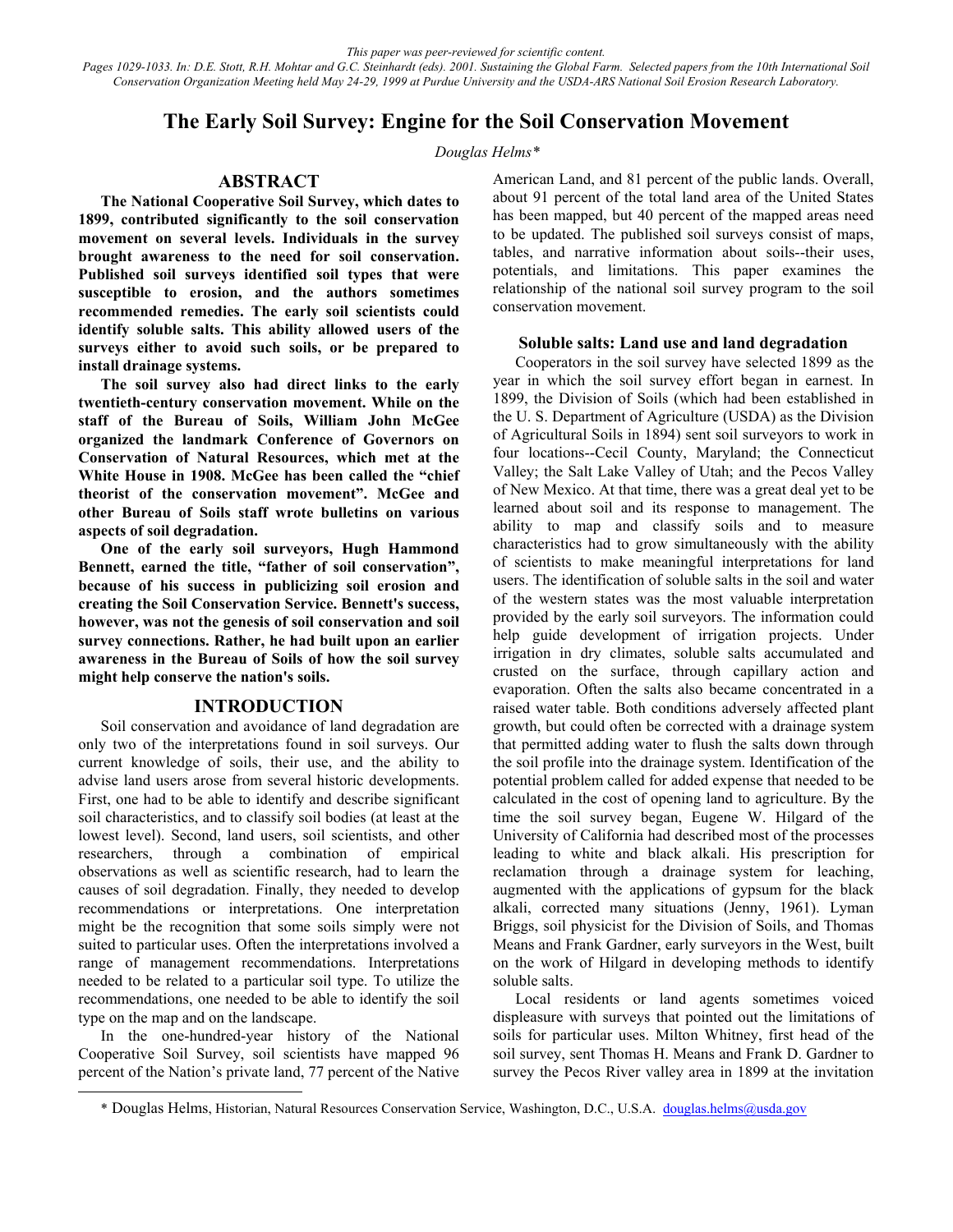*This paper was peer-reviewed for scientific content.*
*Pages 1029-1033. In: D.E. Stott, R.H. Mohtar and G.C. Steinhardt (eds). 2001. Sustaining the Global Farm. Selected papers from the 10th International Soil Conservation Organization Meeting held May 24-29, 1999 at Purdue University and the USDA-ARS National Soil Erosion Research Laboratory.*

# The Early Soil Survey: Engine for the Soil Conservation Movement

*Douglas Helms**

## ABSTRACT

**The National Cooperative Soil Survey, which dates to 1899, contributed significantly to the soil conservation movement on several levels. Individuals in the survey brought awareness to the need for soil conservation. Published soil surveys identified soil types that were susceptible to erosion, and the authors sometimes recommended remedies. The early soil scientists could identify soluble salts. This ability allowed users of the surveys either to avoid such soils, or be prepared to install drainage systems.**

**The soil survey also had direct links to the early twentieth-century conservation movement. While on the staff of the Bureau of Soils, William John McGee organized the landmark Conference of Governors on Conservation of Natural Resources, which met at the White House in 1908. McGee has been called the "chief theorist of the conservation movement". McGee and other Bureau of Soils staff wrote bulletins on various aspects of soil degradation.**

**One of the early soil surveyors, Hugh Hammond Bennett, earned the title, "father of soil conservation", because of his success in publicizing soil erosion and creating the Soil Conservation Service. Bennett's success, however, was not the genesis of soil conservation and soil survey connections. Rather, he had built upon an earlier awareness in the Bureau of Soils of how the soil survey might help conserve the nation's soils.**

## INTRODUCTION

Soil conservation and avoidance of land degradation are only two of the interpretations found in soil surveys. Our current knowledge of soils, their use, and the ability to advise land users arose from several historic developments. First, one had to be able to identify and describe significant soil characteristics, and to classify soil bodies (at least at the lowest level). Second, land users, soil scientists, and other researchers, through a combination of empirical observations as well as scientific research, had to learn the causes of soil degradation. Finally, they needed to develop recommendations or interpretations. One interpretation might be the recognition that some soils simply were not suited to particular uses. Often the interpretations involved a range of management recommendations. Interpretations needed to be related to a particular soil type. To utilize the recommendations, one needed to be able to identify the soil type on the map and on the landscape.

In the one-hundred-year history of the National Cooperative Soil Survey, soil scientists have mapped 96 percent of the Nation's private land, 77 percent of the Native American Land, and 81 percent of the public lands. Overall, about 91 percent of the total land area of the United States has been mapped, but 40 percent of the mapped areas need to be updated. The published soil surveys consist of maps, tables, and narrative information about soils--their uses, potentials, and limitations. This paper examines the relationship of the national soil survey program to the soil conservation movement.

### Soluble salts: Land use and land degradation

Cooperators in the soil survey have selected 1899 as the year in which the soil survey effort began in earnest. In 1899, the Division of Soils (which had been established in the U. S. Department of Agriculture (USDA) as the Division of Agricultural Soils in 1894) sent soil surveyors to work in four locations--Cecil County, Maryland; the Connecticut Valley; the Salt Lake Valley of Utah; and the Pecos Valley of New Mexico. At that time, there was a great deal yet to be learned about soil and its response to management. The ability to map and classify soils and to measure characteristics had to grow simultaneously with the ability of scientists to make meaningful interpretations for land users. The identification of soluble salts in the soil and water of the western states was the most valuable interpretation provided by the early soil surveyors. The information could help guide development of irrigation projects. Under irrigation in dry climates, soluble salts accumulated and crusted on the surface, through capillary action and evaporation. Often the salts also became concentrated in a raised water table. Both conditions adversely affected plant growth, but could often be corrected with a drainage system that permitted adding water to flush the salts down through the soil profile into the drainage system. Identification of the potential problem called for added expense that needed to be calculated in the cost of opening land to agriculture. By the time the soil survey began, Eugene W. Hilgard of the University of California had described most of the processes leading to white and black alkali. His prescription for reclamation through a drainage system for leaching, augmented with the applications of gypsum for the black alkali, corrected many situations (Jenny, 1961). Lyman Briggs, soil physicist for the Division of Soils, and Thomas Means and Frank Gardner, early surveyors in the West, built on the work of Hilgard in developing methods to identify soluble salts.

Local residents or land agents sometimes voiced displeasure with surveys that pointed out the limitations of soils for particular uses. Milton Whitney, first head of the soil survey, sent Thomas H. Means and Frank D. Gardner to survey the Pecos River valley area in 1899 at the invitation

---

\* Douglas Helms, Historian, Natural Resources Conservation Service, Washington, D.C., U.S.A. douglas.helms@usda.gov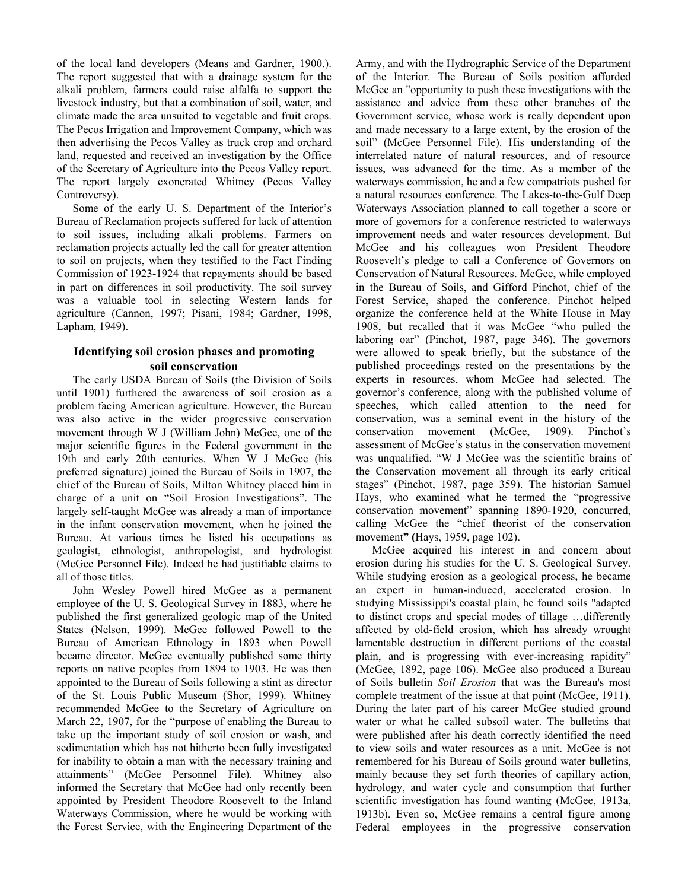of the local land developers (Means and Gardner, 1900.). The report suggested that with a drainage system for the alkali problem, farmers could raise alfalfa to support the livestock industry, but that a combination of soil, water, and climate made the area unsuited to vegetable and fruit crops. The Pecos Irrigation and Improvement Company, which was then advertising the Pecos Valley as truck crop and orchard land, requested and received an investigation by the Office of the Secretary of Agriculture into the Pecos Valley report. The report largely exonerated Whitney (Pecos Valley Controversy).

Some of the early U. S. Department of the Interior's Bureau of Reclamation projects suffered for lack of attention to soil issues, including alkali problems. Farmers on reclamation projects actually led the call for greater attention to soil on projects, when they testified to the Fact Finding Commission of 1923-1924 that repayments should be based in part on differences in soil productivity. The soil survey was a valuable tool in selecting Western lands for agriculture (Cannon, 1997; Pisani, 1984; Gardner, 1998, Lapham, 1949).

## Identifying soil erosion phases and promoting soil conservation

The early USDA Bureau of Soils (the Division of Soils until 1901) furthered the awareness of soil erosion as a problem facing American agriculture. However, the Bureau was also active in the wider progressive conservation movement through W J (William John) McGee, one of the major scientific figures in the Federal government in the 19th and early 20th centuries. When W J McGee (his preferred signature) joined the Bureau of Soils in 1907, the chief of the Bureau of Soils, Milton Whitney placed him in charge of a unit on "Soil Erosion Investigations". The largely self-taught McGee was already a man of importance in the infant conservation movement, when he joined the Bureau. At various times he listed his occupations as geologist, ethnologist, anthropologist, and hydrologist (McGee Personnel File). Indeed he had justifiable claims to all of those titles.

John Wesley Powell hired McGee as a permanent employee of the U. S. Geological Survey in 1883, where he published the first generalized geologic map of the United States (Nelson, 1999). McGee followed Powell to the Bureau of American Ethnology in 1893 when Powell became director. McGee eventually published some thirty reports on native peoples from 1894 to 1903. He was then appointed to the Bureau of Soils following a stint as director of the St. Louis Public Museum (Shor, 1999). Whitney recommended McGee to the Secretary of Agriculture on March 22, 1907, for the "purpose of enabling the Bureau to take up the important study of soil erosion or wash, and sedimentation which has not hitherto been fully investigated for inability to obtain a man with the necessary training and attainments" (McGee Personnel File). Whitney also informed the Secretary that McGee had only recently been appointed by President Theodore Roosevelt to the Inland Waterways Commission, where he would be working with the Forest Service, with the Engineering Department of the Army, and with the Hydrographic Service of the Department of the Interior. The Bureau of Soils position afforded McGee an "opportunity to push these investigations with the assistance and advice from these other branches of the Government service, whose work is really dependent upon and made necessary to a large extent, by the erosion of the soil" (McGee Personnel File). His understanding of the interrelated nature of natural resources, and of resource issues, was advanced for the time. As a member of the waterways commission, he and a few compatriots pushed for a natural resources conference. The Lakes-to-the-Gulf Deep Waterways Association planned to call together a score or more of governors for a conference restricted to waterways improvement needs and water resources development. But McGee and his colleagues won President Theodore Roosevelt's pledge to call a Conference of Governors on Conservation of Natural Resources. McGee, while employed in the Bureau of Soils, and Gifford Pinchot, chief of the Forest Service, shaped the conference. Pinchot helped organize the conference held at the White House in May 1908, but recalled that it was McGee "who pulled the laboring oar" (Pinchot, 1987, page 346). The governors were allowed to speak briefly, but the substance of the published proceedings rested on the presentations by the experts in resources, whom McGee had selected. The governor's conference, along with the published volume of speeches, which called attention to the need for conservation, was a seminal event in the history of the conservation movement (McGee, 1909). Pinchot's assessment of McGee's status in the conservation movement was unqualified. "W J McGee was the scientific brains of the Conservation movement all through its early critical stages" (Pinchot, 1987, page 359). The historian Samuel Hays, who examined what he termed the "progressive conservation movement" spanning 1890-1920, concurred, calling McGee the "chief theorist of the conservation movement" (Hays, 1959, page 102).

McGee acquired his interest in and concern about erosion during his studies for the U. S. Geological Survey. While studying erosion as a geological process, he became an expert in human-induced, accelerated erosion. In studying Mississippi's coastal plain, he found soils "adapted to distinct crops and special modes of tillage …differently affected by old-field erosion, which has already wrought lamentable destruction in different portions of the coastal plain, and is progressing with ever-increasing rapidity" (McGee, 1892, page 106). McGee also produced a Bureau of Soils bulletin *Soil Erosion* that was the Bureau's most complete treatment of the issue at that point (McGee, 1911). During the later part of his career McGee studied ground water or what he called subsoil water. The bulletins that were published after his death correctly identified the need to view soils and water resources as a unit. McGee is not remembered for his Bureau of Soils ground water bulletins, mainly because they set forth theories of capillary action, hydrology, and water cycle and consumption that further scientific investigation has found wanting (McGee, 1913a, 1913b). Even so, McGee remains a central figure among Federal employees in the progressive conservation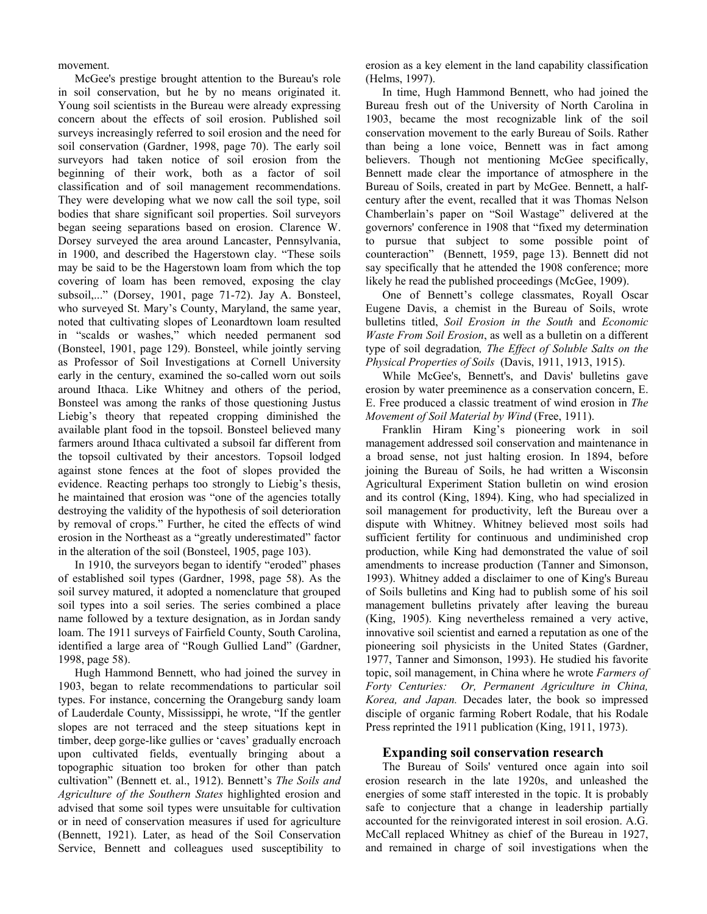movement.

McGee's prestige brought attention to the Bureau's role in soil conservation, but he by no means originated it. Young soil scientists in the Bureau were already expressing concern about the effects of soil erosion. Published soil surveys increasingly referred to soil erosion and the need for soil conservation (Gardner, 1998, page 70). The early soil surveyors had taken notice of soil erosion from the beginning of their work, both as a factor of soil classification and of soil management recommendations. They were developing what we now call the soil type, soil bodies that share significant soil properties. Soil surveyors began seeing separations based on erosion. Clarence W. Dorsey surveyed the area around Lancaster, Pennsylvania, in 1900, and described the Hagerstown clay. "These soils may be said to be the Hagerstown loam from which the top covering of loam has been removed, exposing the clay subsoil,..." (Dorsey, 1901, page 71-72). Jay A. Bonsteel, who surveyed St. Mary's County, Maryland, the same year, noted that cultivating slopes of Leonardtown loam resulted in "scalds or washes," which needed permanent sod (Bonsteel, 1901, page 129). Bonsteel, while jointly serving as Professor of Soil Investigations at Cornell University early in the century, examined the so-called worn out soils around Ithaca. Like Whitney and others of the period, Bonsteel was among the ranks of those questioning Justus Liebig's theory that repeated cropping diminished the available plant food in the topsoil. Bonsteel believed many farmers around Ithaca cultivated a subsoil far different from the topsoil cultivated by their ancestors. Topsoil lodged against stone fences at the foot of slopes provided the evidence. Reacting perhaps too strongly to Liebig's thesis, he maintained that erosion was "one of the agencies totally destroying the validity of the hypothesis of soil deterioration by removal of crops." Further, he cited the effects of wind erosion in the Northeast as a "greatly underestimated" factor in the alteration of the soil (Bonsteel, 1905, page 103).

In 1910, the surveyors began to identify "eroded" phases of established soil types (Gardner, 1998, page 58). As the soil survey matured, it adopted a nomenclature that grouped soil types into a soil series. The series combined a place name followed by a texture designation, as in Jordan sandy loam. The 1911 surveys of Fairfield County, South Carolina, identified a large area of "Rough Gullied Land" (Gardner, 1998, page 58).

Hugh Hammond Bennett, who had joined the survey in 1903, began to relate recommendations to particular soil types. For instance, concerning the Orangeburg sandy loam of Lauderdale County, Mississippi, he wrote, "If the gentler slopes are not terraced and the steep situations kept in timber, deep gorge-like gullies or 'caves' gradually encroach upon cultivated fields, eventually bringing about a topographic situation too broken for other than patch cultivation" (Bennett et. al., 1912). Bennett's *The Soils and Agriculture of the Southern States* highlighted erosion and advised that some soil types were unsuitable for cultivation or in need of conservation measures if used for agriculture (Bennett, 1921). Later, as head of the Soil Conservation Service, Bennett and colleagues used susceptibility to erosion as a key element in the land capability classification (Helms, 1997).

In time, Hugh Hammond Bennett, who had joined the Bureau fresh out of the University of North Carolina in 1903, became the most recognizable link of the soil conservation movement to the early Bureau of Soils. Rather than being a lone voice, Bennett was in fact among believers. Though not mentioning McGee specifically, Bennett made clear the importance of atmosphere in the Bureau of Soils, created in part by McGee. Bennett, a half-century after the event, recalled that it was Thomas Nelson Chamberlain's paper on "Soil Wastage" delivered at the governors' conference in 1908 that "fixed my determination to pursue that subject to some possible point of counteraction" (Bennett, 1959, page 13). Bennett did not say specifically that he attended the 1908 conference; more likely he read the published proceedings (McGee, 1909).

One of Bennett's college classmates, Royall Oscar Eugene Davis, a chemist in the Bureau of Soils, wrote bulletins titled, *Soil Erosion in the South* and *Economic Waste From Soil Erosion*, as well as a bulletin on a different type of soil degradation*, The Effect of Soluble Salts on the Physical Properties of Soils* (Davis, 1911, 1913, 1915).

While McGee's, Bennett's, and Davis' bulletins gave erosion by water preeminence as a conservation concern, E. E. Free produced a classic treatment of wind erosion in *The Movement of Soil Material by Wind* (Free, 1911).

Franklin Hiram King's pioneering work in soil management addressed soil conservation and maintenance in a broad sense, not just halting erosion. In 1894, before joining the Bureau of Soils, he had written a Wisconsin Agricultural Experiment Station bulletin on wind erosion and its control (King, 1894). King, who had specialized in soil management for productivity, left the Bureau over a dispute with Whitney. Whitney believed most soils had sufficient fertility for continuous and undiminished crop production, while King had demonstrated the value of soil amendments to increase production (Tanner and Simonson, 1993). Whitney added a disclaimer to one of King's Bureau of Soils bulletins and King had to publish some of his soil management bulletins privately after leaving the bureau (King, 1905). King nevertheless remained a very active, innovative soil scientist and earned a reputation as one of the pioneering soil physicists in the United States (Gardner, 1977, Tanner and Simonson, 1993). He studied his favorite topic, soil management, in China where he wrote *Farmers of Forty Centuries: Or, Permanent Agriculture in China, Korea, and Japan.* Decades later, the book so impressed disciple of organic farming Robert Rodale, that his Rodale Press reprinted the 1911 publication (King, 1911, 1973).

## Expanding soil conservation research

The Bureau of Soils' ventured once again into soil erosion research in the late 1920s, and unleashed the energies of some staff interested in the topic. It is probably safe to conjecture that a change in leadership partially accounted for the reinvigorated interest in soil erosion. A.G. McCall replaced Whitney as chief of the Bureau in 1927, and remained in charge of soil investigations when the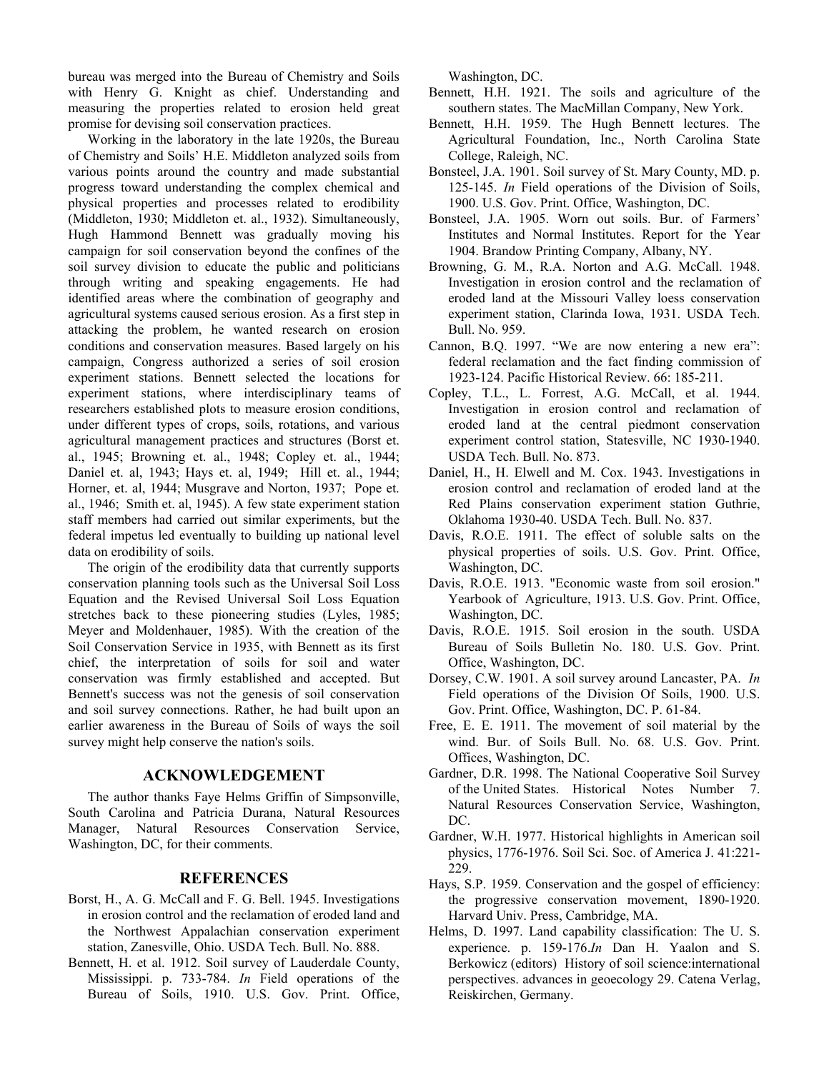bureau was merged into the Bureau of Chemistry and Soils with Henry G. Knight as chief. Understanding and measuring the properties related to erosion held great promise for devising soil conservation practices.

Working in the laboratory in the late 1920s, the Bureau of Chemistry and Soils' H.E. Middleton analyzed soils from various points around the country and made substantial progress toward understanding the complex chemical and physical properties and processes related to erodibility (Middleton, 1930; Middleton et. al., 1932). Simultaneously, Hugh Hammond Bennett was gradually moving his campaign for soil conservation beyond the confines of the soil survey division to educate the public and politicians through writing and speaking engagements. He had identified areas where the combination of geography and agricultural systems caused serious erosion. As a first step in attacking the problem, he wanted research on erosion conditions and conservation measures. Based largely on his campaign, Congress authorized a series of soil erosion experiment stations. Bennett selected the locations for experiment stations, where interdisciplinary teams of researchers established plots to measure erosion conditions, under different types of crops, soils, rotations, and various agricultural management practices and structures (Borst et. al., 1945; Browning et. al., 1948; Copley et. al., 1944; Daniel et. al, 1943; Hays et. al, 1949; Hill et. al., 1944; Horner, et. al, 1944; Musgrave and Norton, 1937; Pope et. al., 1946; Smith et. al, 1945). A few state experiment station staff members had carried out similar experiments, but the federal impetus led eventually to building up national level data on erodibility of soils.

The origin of the erodibility data that currently supports conservation planning tools such as the Universal Soil Loss Equation and the Revised Universal Soil Loss Equation stretches back to these pioneering studies (Lyles, 1985; Meyer and Moldenhauer, 1985). With the creation of the Soil Conservation Service in 1935, with Bennett as its first chief, the interpretation of soils for soil and water conservation was firmly established and accepted. But Bennett's success was not the genesis of soil conservation and soil survey connections. Rather, he had built upon an earlier awareness in the Bureau of Soils of ways the soil survey might help conserve the nation's soils.

## ACKNOWLEDGEMENT

The author thanks Faye Helms Griffin of Simpsonville, South Carolina and Patricia Durana, Natural Resources Manager, Natural Resources Conservation Service, Washington, DC, for their comments.

## REFERENCES

Borst, H., A. G. McCall and F. G. Bell. 1945. Investigations in erosion control and the reclamation of eroded land and the Northwest Appalachian conservation experiment station, Zanesville, Ohio. USDA Tech. Bull. No. 888.

Bennett, H. et al. 1912. Soil survey of Lauderdale County, Mississippi. p. 733-784. *In* Field operations of the Bureau of Soils, 1910. U.S. Gov. Print. Office, Washington, DC.

Bennett, H.H. 1921. The soils and agriculture of the southern states. The MacMillan Company, New York.

Bennett, H.H. 1959. The Hugh Bennett lectures. The Agricultural Foundation, Inc., North Carolina State College, Raleigh, NC.

Bonsteel, J.A. 1901. Soil survey of St. Mary County, MD. p. 125-145. *In* Field operations of the Division of Soils, 1900. U.S. Gov. Print. Office, Washington, DC.

Bonsteel, J.A. 1905. Worn out soils. Bur. of Farmers' Institutes and Normal Institutes. Report for the Year 1904. Brandow Printing Company, Albany, NY.

Browning, G. M., R.A. Norton and A.G. McCall. 1948. Investigation in erosion control and the reclamation of eroded land at the Missouri Valley loess conservation experiment station, Clarinda Iowa, 1931. USDA Tech. Bull. No. 959.

Cannon, B.Q. 1997. "We are now entering a new era": federal reclamation and the fact finding commission of 1923-124. Pacific Historical Review. 66: 185-211.

Copley, T.L., L. Forrest, A.G. McCall, et al. 1944. Investigation in erosion control and reclamation of eroded land at the central piedmont conservation experiment control station, Statesville, NC 1930-1940. USDA Tech. Bull. No. 873.

Daniel, H., H. Elwell and M. Cox. 1943. Investigations in erosion control and reclamation of eroded land at the Red Plains conservation experiment station Guthrie, Oklahoma 1930-40. USDA Tech. Bull. No. 837.

Davis, R.O.E. 1911. The effect of soluble salts on the physical properties of soils. U.S. Gov. Print. Office, Washington, DC.

Davis, R.O.E. 1913. "Economic waste from soil erosion." Yearbook of Agriculture, 1913. U.S. Gov. Print. Office, Washington, DC.

Davis, R.O.E. 1915. Soil erosion in the south. USDA Bureau of Soils Bulletin No. 180. U.S. Gov. Print. Office, Washington, DC.

Dorsey, C.W. 1901. A soil survey around Lancaster, PA. *In* Field operations of the Division Of Soils, 1900. U.S. Gov. Print. Office, Washington, DC. P. 61-84.

Free, E. E. 1911. The movement of soil material by the wind. Bur. of Soils Bull. No. 68. U.S. Gov. Print. Offices, Washington, DC.

Gardner, D.R. 1998. The National Cooperative Soil Survey of the United States. Historical Notes Number 7. Natural Resources Conservation Service, Washington, DC.

Gardner, W.H. 1977. Historical highlights in American soil physics, 1776-1976. Soil Sci. Soc. of America J. 41:221-229.

Hays, S.P. 1959. Conservation and the gospel of efficiency: the progressive conservation movement, 1890-1920. Harvard Univ. Press, Cambridge, MA.

Helms, D. 1997. Land capability classification: The U. S. experience. p. 159-176.*In* Dan H. Yaalon and S. Berkowicz (editors) History of soil science:international perspectives. advances in geoecology 29. Catena Verlag, Reiskirchen, Germany.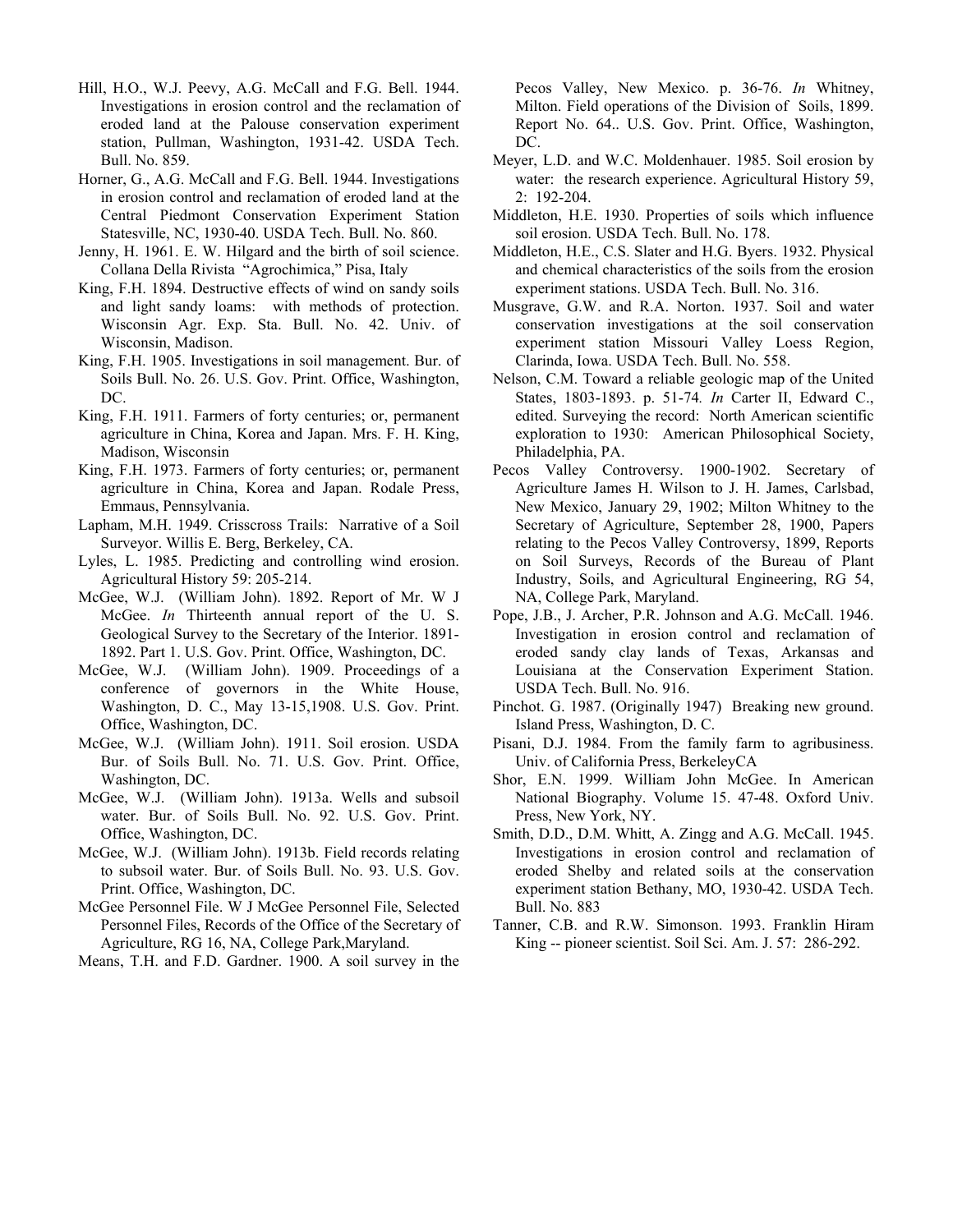Hill, H.O., W.J. Peevy, A.G. McCall and F.G. Bell. 1944. Investigations in erosion control and the reclamation of eroded land at the Palouse conservation experiment station, Pullman, Washington, 1931-42. USDA Tech. Bull. No. 859.

Horner, G., A.G. McCall and F.G. Bell. 1944. Investigations in erosion control and reclamation of eroded land at the Central Piedmont Conservation Experiment Station Statesville, NC, 1930-40. USDA Tech. Bull. No. 860.

Jenny, H. 1961. E. W. Hilgard and the birth of soil science. Collana Della Rivista "Agrochimica," Pisa, Italy

King, F.H. 1894. Destructive effects of wind on sandy soils and light sandy loams: with methods of protection. Wisconsin Agr. Exp. Sta. Bull. No. 42. Univ. of Wisconsin, Madison.

King, F.H. 1905. Investigations in soil management. Bur. of Soils Bull. No. 26. U.S. Gov. Print. Office, Washington, DC.

King, F.H. 1911. Farmers of forty centuries; or, permanent agriculture in China, Korea and Japan. Mrs. F. H. King, Madison, Wisconsin

King, F.H. 1973. Farmers of forty centuries; or, permanent agriculture in China, Korea and Japan. Rodale Press, Emmaus, Pennsylvania.

Lapham, M.H. 1949. Crisscross Trails: Narrative of a Soil Surveyor. Willis E. Berg, Berkeley, CA.

Lyles, L. 1985. Predicting and controlling wind erosion. Agricultural History 59: 205-214.

McGee, W.J. (William John). 1892. Report of Mr. W J McGee. *In* Thirteenth annual report of the U. S. Geological Survey to the Secretary of the Interior. 1891-1892. Part 1. U.S. Gov. Print. Office, Washington, DC.

McGee, W.J. (William John). 1909. Proceedings of a conference of governors in the White House, Washington, D. C., May 13-15,1908. U.S. Gov. Print. Office, Washington, DC.

McGee, W.J. (William John). 1911. Soil erosion. USDA Bur. of Soils Bull. No. 71. U.S. Gov. Print. Office, Washington, DC.

McGee, W.J. (William John). 1913a. Wells and subsoil water. Bur. of Soils Bull. No. 92. U.S. Gov. Print. Office, Washington, DC.

McGee, W.J. (William John). 1913b. Field records relating to subsoil water. Bur. of Soils Bull. No. 93. U.S. Gov. Print. Office, Washington, DC.

McGee Personnel File. W J McGee Personnel File, Selected Personnel Files, Records of the Office of the Secretary of Agriculture, RG 16, NA, College Park,Maryland.

Means, T.H. and F.D. Gardner. 1900. A soil survey in the Pecos Valley, New Mexico. p. 36-76. *In* Whitney, Milton. Field operations of the Division of Soils, 1899. Report No. 64.. U.S. Gov. Print. Office, Washington, DC.

Meyer, L.D. and W.C. Moldenhauer. 1985. Soil erosion by water: the research experience. Agricultural History 59, 2: 192-204.

Middleton, H.E. 1930. Properties of soils which influence soil erosion. USDA Tech. Bull. No. 178.

Middleton, H.E., C.S. Slater and H.G. Byers. 1932. Physical and chemical characteristics of the soils from the erosion experiment stations. USDA Tech. Bull. No. 316.

Musgrave, G.W. and R.A. Norton. 1937. Soil and water conservation investigations at the soil conservation experiment station Missouri Valley Loess Region, Clarinda, Iowa. USDA Tech. Bull. No. 558.

Nelson, C.M. Toward a reliable geologic map of the United States, 1803-1893. p. 51-74. *In* Carter II, Edward C., edited. Surveying the record: North American scientific exploration to 1930: American Philosophical Society, Philadelphia, PA.

Pecos Valley Controversy. 1900-1902. Secretary of Agriculture James H. Wilson to J. H. James, Carlsbad, New Mexico, January 29, 1902; Milton Whitney to the Secretary of Agriculture, September 28, 1900, Papers relating to the Pecos Valley Controversy, 1899, Reports on Soil Surveys, Records of the Bureau of Plant Industry, Soils, and Agricultural Engineering, RG 54, NA, College Park, Maryland.

Pope, J.B., J. Archer, P.R. Johnson and A.G. McCall. 1946. Investigation in erosion control and reclamation of eroded sandy clay lands of Texas, Arkansas and Louisiana at the Conservation Experiment Station. USDA Tech. Bull. No. 916.

Pinchot. G. 1987. (Originally 1947) Breaking new ground. Island Press, Washington, D. C.

Pisani, D.J. 1984. From the family farm to agribusiness. Univ. of California Press, BerkeleyCA

Shor, E.N. 1999. William John McGee. In American National Biography. Volume 15. 47-48. Oxford Univ. Press, New York, NY.

Smith, D.D., D.M. Whitt, A. Zingg and A.G. McCall. 1945. Investigations in erosion control and reclamation of eroded Shelby and related soils at the conservation experiment station Bethany, MO, 1930-42. USDA Tech. Bull. No. 883

Tanner, C.B. and R.W. Simonson. 1993. Franklin Hiram King -- pioneer scientist. Soil Sci. Am. J. 57: 286-292.